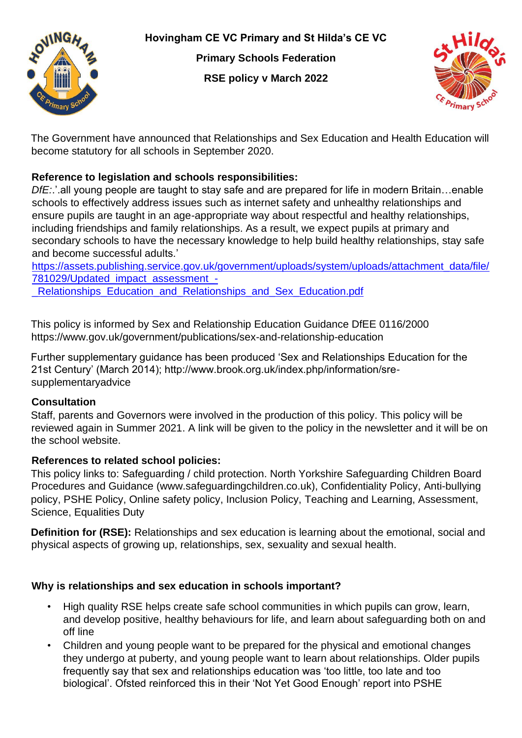# Hovingham CE VC Primary and St Hilda's CE VC Primary Schools Federation

## RSE policy v March 2022

The Government have announced that Relationships and Sex Education and Health Education will become statutory for all schools in September 2020.

**Reference to legislation and schools responsibilities:**
*DfE:*.'.all young people are taught to stay safe and are prepared for life in modern Britain…enable schools to effectively address issues such as internet safety and unhealthy relationships and ensure pupils are taught in an age-appropriate way about respectful and healthy relationships, including friendships and family relationships. As a result, we expect pupils at primary and secondary schools to have the necessary knowledge to help build healthy relationships, stay safe and become successful adults.'
https://assets.publishing.service.gov.uk/government/uploads/system/uploads/attachment_data/file/781029/Updated_impact_assessment_-_Relationships_Education_and_Relationships_and_Sex_Education.pdf

This policy is informed by Sex and Relationship Education Guidance DfEE 0116/2000 https://www.gov.uk/government/publications/sex-and-relationship-education

Further supplementary guidance has been produced 'Sex and Relationships Education for the 21st Century' (March 2014); http://www.brook.org.uk/index.php/information/sre-supplementaryadvice

**Consultation**
Staff, parents and Governors were involved in the production of this policy. This policy will be reviewed again in Summer 2021. A link will be given to the policy in the newsletter and it will be on the school website.

**References to related school policies:**
This policy links to: Safeguarding / child protection. North Yorkshire Safeguarding Children Board Procedures and Guidance (www.safeguardingchildren.co.uk), Confidentiality Policy, Anti-bullying policy, PSHE Policy, Online safety policy, Inclusion Policy, Teaching and Learning, Assessment, Science, Equalities Duty

**Definition for (RSE):** Relationships and sex education is learning about the emotional, social and physical aspects of growing up, relationships, sex, sexuality and sexual health.

**Why is relationships and sex education in schools important?**

- High quality RSE helps create safe school communities in which pupils can grow, learn, and develop positive, healthy behaviours for life, and learn about safeguarding both on and off line
- Children and young people want to be prepared for the physical and emotional changes they undergo at puberty, and young people want to learn about relationships. Older pupils frequently say that sex and relationships education was 'too little, too late and too biological'. Ofsted reinforced this in their 'Not Yet Good Enough' report into PSHE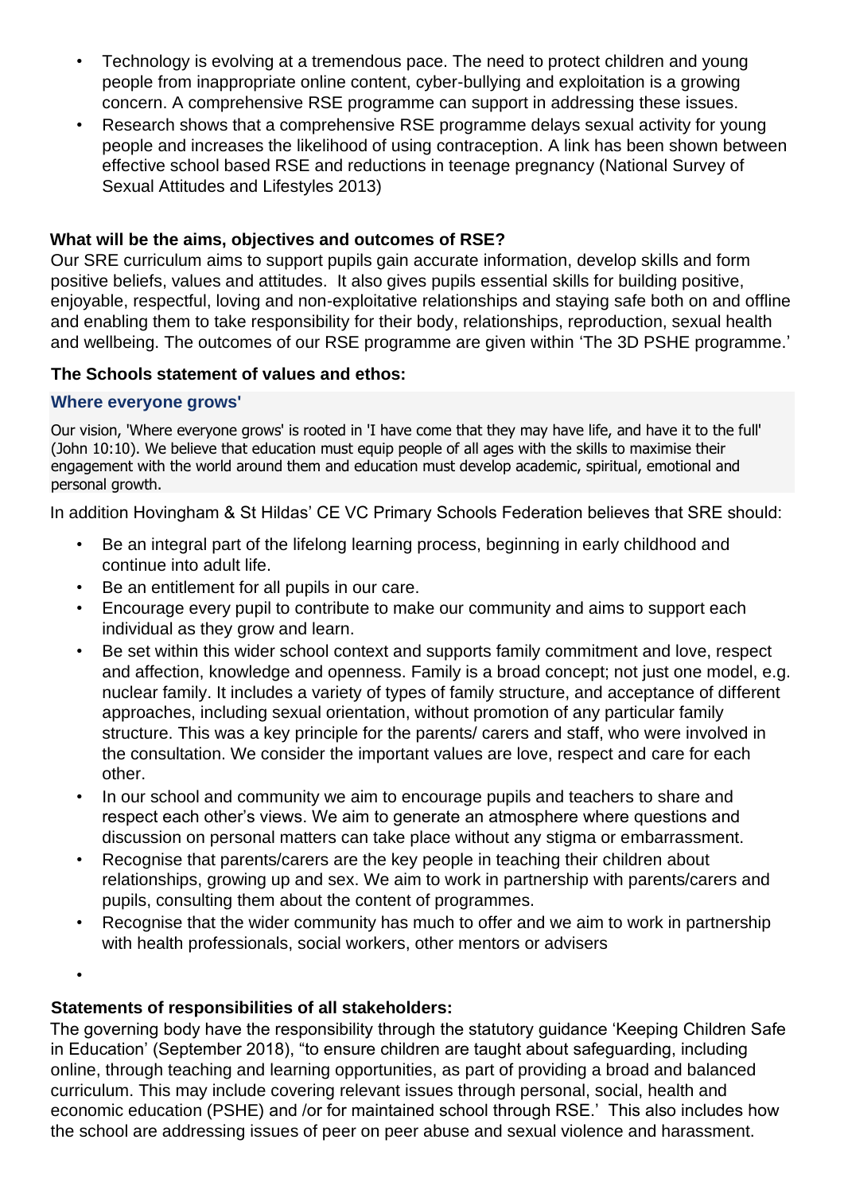- Technology is evolving at a tremendous pace. The need to protect children and young people from inappropriate online content, cyber-bullying and exploitation is a growing concern. A comprehensive RSE programme can support in addressing these issues.
- Research shows that a comprehensive RSE programme delays sexual activity for young people and increases the likelihood of using contraception. A link has been shown between effective school based RSE and reductions in teenage pregnancy (National Survey of Sexual Attitudes and Lifestyles 2013)

**What will be the aims, objectives and outcomes of RSE?**

Our SRE curriculum aims to support pupils gain accurate information, develop skills and form positive beliefs, values and attitudes. It also gives pupils essential skills for building positive, enjoyable, respectful, loving and non-exploitative relationships and staying safe both on and offline and enabling them to take responsibility for their body, relationships, reproduction, sexual health and wellbeing. The outcomes of our RSE programme are given within 'The 3D PSHE programme.'

**The Schools statement of values and ethos:**

**Where everyone grows'**

Our vision, 'Where everyone grows' is rooted in 'I have come that they may have life, and have it to the full' (John 10:10). We believe that education must equip people of all ages with the skills to maximise their engagement with the world around them and education must develop academic, spiritual, emotional and personal growth.

In addition Hovingham & St Hildas' CE VC Primary Schools Federation believes that SRE should:

- Be an integral part of the lifelong learning process, beginning in early childhood and continue into adult life.
- Be an entitlement for all pupils in our care.
- Encourage every pupil to contribute to make our community and aims to support each individual as they grow and learn.
- Be set within this wider school context and supports family commitment and love, respect and affection, knowledge and openness. Family is a broad concept; not just one model, e.g. nuclear family. It includes a variety of types of family structure, and acceptance of different approaches, including sexual orientation, without promotion of any particular family structure. This was a key principle for the parents/ carers and staff, who were involved in the consultation. We consider the important values are love, respect and care for each other.
- In our school and community we aim to encourage pupils and teachers to share and respect each other's views. We aim to generate an atmosphere where questions and discussion on personal matters can take place without any stigma or embarrassment.
- Recognise that parents/carers are the key people in teaching their children about relationships, growing up and sex. We aim to work in partnership with parents/carers and pupils, consulting them about the content of programmes.
- Recognise that the wider community has much to offer and we aim to work in partnership with health professionals, social workers, other mentors or advisers

**Statements of responsibilities of all stakeholders:**

The governing body have the responsibility through the statutory guidance 'Keeping Children Safe in Education' (September 2018), "to ensure children are taught about safeguarding, including online, through teaching and learning opportunities, as part of providing a broad and balanced curriculum. This may include covering relevant issues through personal, social, health and economic education (PSHE) and /or for maintained school through RSE.' This also includes how the school are addressing issues of peer on peer abuse and sexual violence and harassment.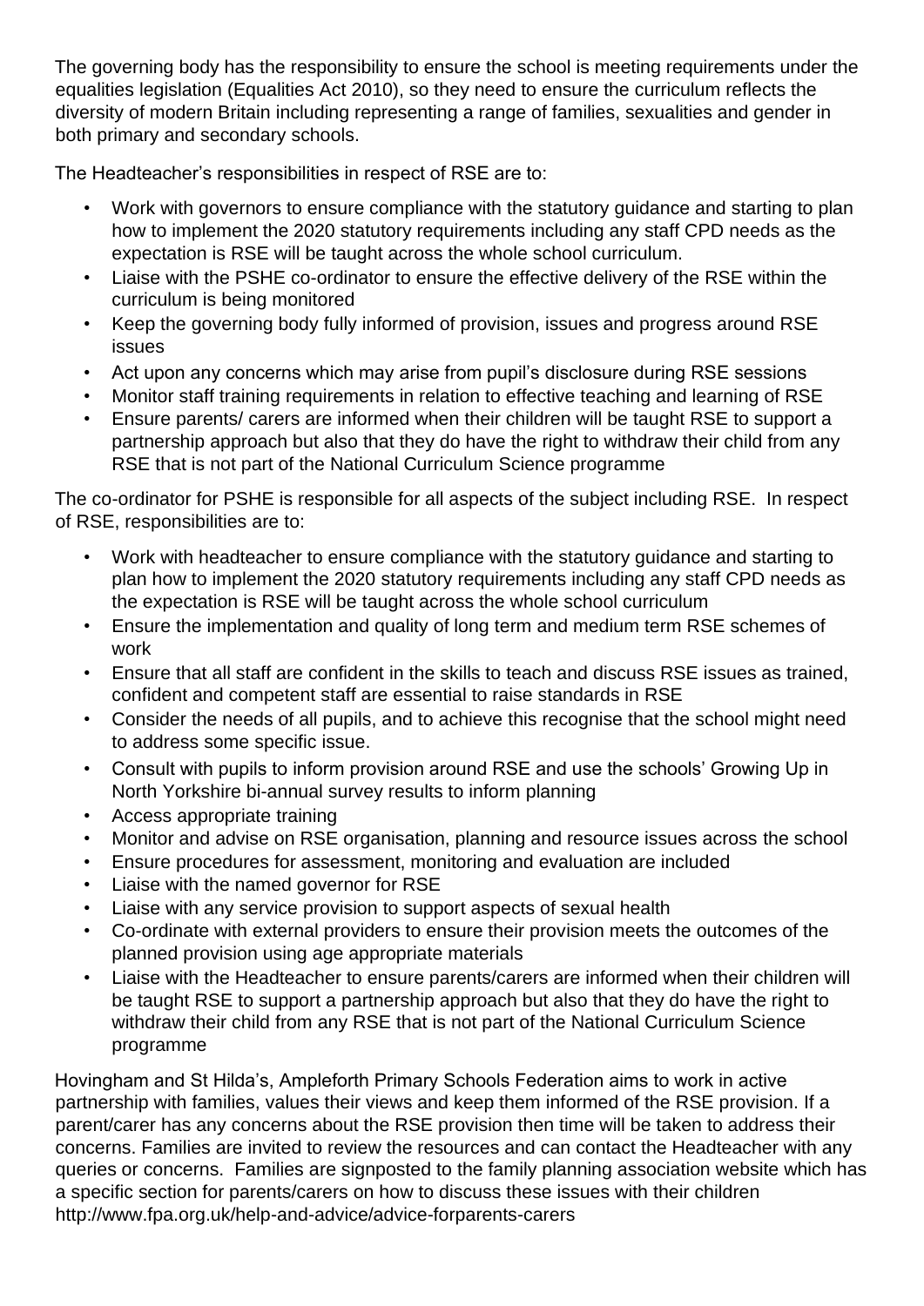The governing body has the responsibility to ensure the school is meeting requirements under the equalities legislation (Equalities Act 2010), so they need to ensure the curriculum reflects the diversity of modern Britain including representing a range of families, sexualities and gender in both primary and secondary schools.

The Headteacher's responsibilities in respect of RSE are to:

- Work with governors to ensure compliance with the statutory guidance and starting to plan how to implement the 2020 statutory requirements including any staff CPD needs as the expectation is RSE will be taught across the whole school curriculum.
- Liaise with the PSHE co-ordinator to ensure the effective delivery of the RSE within the curriculum is being monitored
- Keep the governing body fully informed of provision, issues and progress around RSE issues
- Act upon any concerns which may arise from pupil's disclosure during RSE sessions
- Monitor staff training requirements in relation to effective teaching and learning of RSE
- Ensure parents/ carers are informed when their children will be taught RSE to support a partnership approach but also that they do have the right to withdraw their child from any RSE that is not part of the National Curriculum Science programme

The co-ordinator for PSHE is responsible for all aspects of the subject including RSE. In respect of RSE, responsibilities are to:

- Work with headteacher to ensure compliance with the statutory guidance and starting to plan how to implement the 2020 statutory requirements including any staff CPD needs as the expectation is RSE will be taught across the whole school curriculum
- Ensure the implementation and quality of long term and medium term RSE schemes of work
- Ensure that all staff are confident in the skills to teach and discuss RSE issues as trained, confident and competent staff are essential to raise standards in RSE
- Consider the needs of all pupils, and to achieve this recognise that the school might need to address some specific issue.
- Consult with pupils to inform provision around RSE and use the schools' Growing Up in North Yorkshire bi-annual survey results to inform planning
- Access appropriate training
- Monitor and advise on RSE organisation, planning and resource issues across the school
- Ensure procedures for assessment, monitoring and evaluation are included
- Liaise with the named governor for RSE
- Liaise with any service provision to support aspects of sexual health
- Co-ordinate with external providers to ensure their provision meets the outcomes of the planned provision using age appropriate materials
- Liaise with the Headteacher to ensure parents/carers are informed when their children will be taught RSE to support a partnership approach but also that they do have the right to withdraw their child from any RSE that is not part of the National Curriculum Science programme

Hovingham and St Hilda's, Ampleforth Primary Schools Federation aims to work in active partnership with families, values their views and keep them informed of the RSE provision. If a parent/carer has any concerns about the RSE provision then time will be taken to address their concerns. Families are invited to review the resources and can contact the Headteacher with any queries or concerns. Families are signposted to the family planning association website which has a specific section for parents/carers on how to discuss these issues with their children http://www.fpa.org.uk/help-and-advice/advice-forparents-carers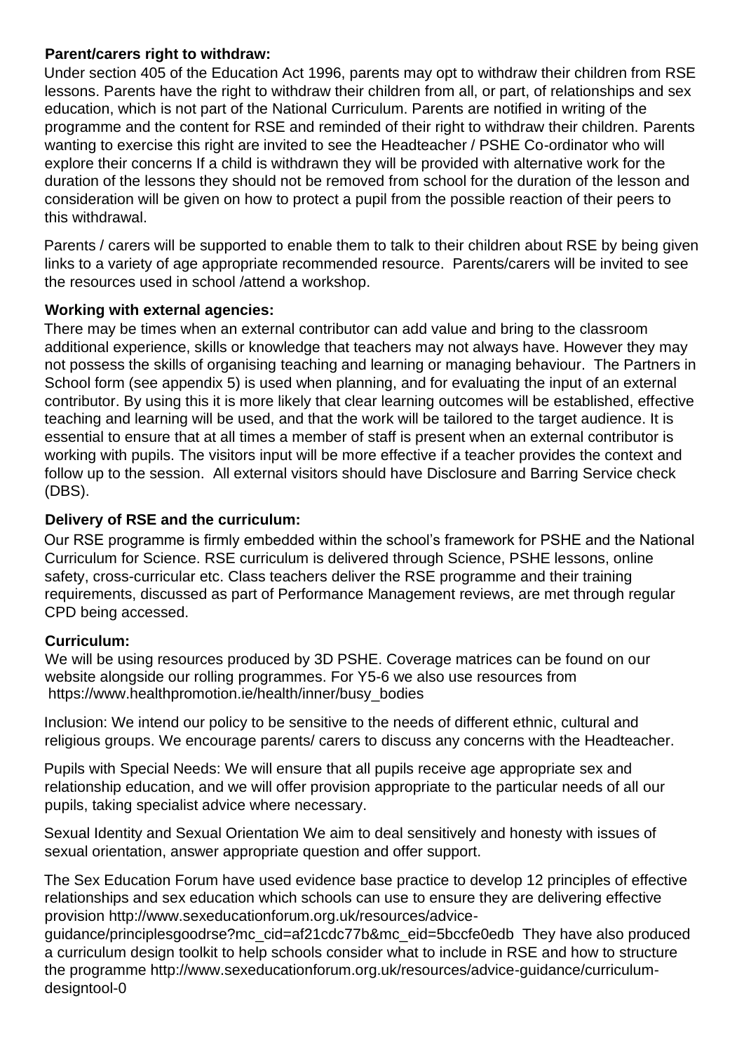**Parent/carers right to withdraw:**

Under section 405 of the Education Act 1996, parents may opt to withdraw their children from RSE lessons. Parents have the right to withdraw their children from all, or part, of relationships and sex education, which is not part of the National Curriculum. Parents are notified in writing of the programme and the content for RSE and reminded of their right to withdraw their children. Parents wanting to exercise this right are invited to see the Headteacher / PSHE Co-ordinator who will explore their concerns If a child is withdrawn they will be provided with alternative work for the duration of the lessons they should not be removed from school for the duration of the lesson and consideration will be given on how to protect a pupil from the possible reaction of their peers to this withdrawal.

Parents / carers will be supported to enable them to talk to their children about RSE by being given links to a variety of age appropriate recommended resource. Parents/carers will be invited to see the resources used in school /attend a workshop.

**Working with external agencies:**

There may be times when an external contributor can add value and bring to the classroom additional experience, skills or knowledge that teachers may not always have. However they may not possess the skills of organising teaching and learning or managing behaviour. The Partners in School form (see appendix 5) is used when planning, and for evaluating the input of an external contributor. By using this it is more likely that clear learning outcomes will be established, effective teaching and learning will be used, and that the work will be tailored to the target audience. It is essential to ensure that at all times a member of staff is present when an external contributor is working with pupils. The visitors input will be more effective if a teacher provides the context and follow up to the session. All external visitors should have Disclosure and Barring Service check (DBS).

**Delivery of RSE and the curriculum:**

Our RSE programme is firmly embedded within the school's framework for PSHE and the National Curriculum for Science. RSE curriculum is delivered through Science, PSHE lessons, online safety, cross-curricular etc. Class teachers deliver the RSE programme and their training requirements, discussed as part of Performance Management reviews, are met through regular CPD being accessed.

**Curriculum:**

We will be using resources produced by 3D PSHE. Coverage matrices can be found on our website alongside our rolling programmes. For Y5-6 we also use resources from https://www.healthpromotion.ie/health/inner/busy_bodies

Inclusion: We intend our policy to be sensitive to the needs of different ethnic, cultural and religious groups. We encourage parents/ carers to discuss any concerns with the Headteacher.

Pupils with Special Needs: We will ensure that all pupils receive age appropriate sex and relationship education, and we will offer provision appropriate to the particular needs of all our pupils, taking specialist advice where necessary.

Sexual Identity and Sexual Orientation We aim to deal sensitively and honesty with issues of sexual orientation, answer appropriate question and offer support.

The Sex Education Forum have used evidence base practice to develop 12 principles of effective relationships and sex education which schools can use to ensure they are delivering effective provision http://www.sexeducationforum.org.uk/resources/advice-guidance/principlesgoodrse?mc_cid=af21cdc77b&mc_eid=5bccfe0edb They have also produced a curriculum design toolkit to help schools consider what to include in RSE and how to structure the programme http://www.sexeducationforum.org.uk/resources/advice-guidance/curriculum-designtool-0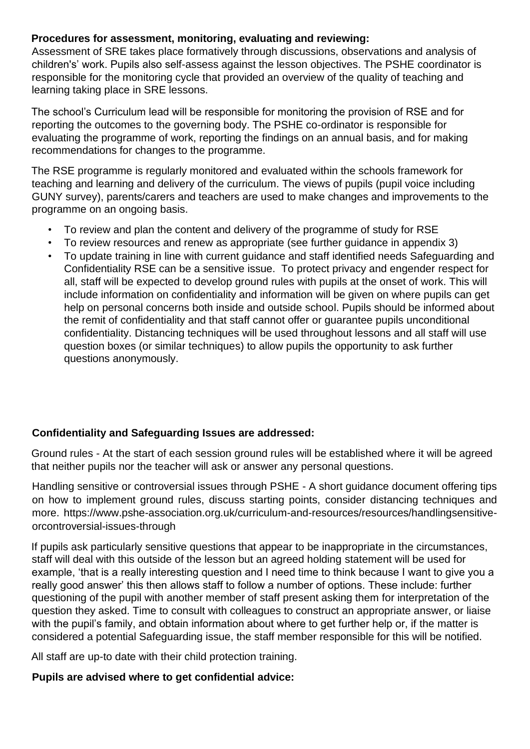**Procedures for assessment, monitoring, evaluating and reviewing:**

Assessment of SRE takes place formatively through discussions, observations and analysis of children's' work. Pupils also self-assess against the lesson objectives. The PSHE coordinator is responsible for the monitoring cycle that provided an overview of the quality of teaching and learning taking place in SRE lessons.

The school's Curriculum lead will be responsible for monitoring the provision of RSE and for reporting the outcomes to the governing body. The PSHE co-ordinator is responsible for evaluating the programme of work, reporting the findings on an annual basis, and for making recommendations for changes to the programme.

The RSE programme is regularly monitored and evaluated within the schools framework for teaching and learning and delivery of the curriculum. The views of pupils (pupil voice including GUNY survey), parents/carers and teachers are used to make changes and improvements to the programme on an ongoing basis.

- To review and plan the content and delivery of the programme of study for RSE
- To review resources and renew as appropriate (see further guidance in appendix 3)
- To update training in line with current guidance and staff identified needs Safeguarding and Confidentiality RSE can be a sensitive issue. To protect privacy and engender respect for all, staff will be expected to develop ground rules with pupils at the onset of work. This will include information on confidentiality and information will be given on where pupils can get help on personal concerns both inside and outside school. Pupils should be informed about the remit of confidentiality and that staff cannot offer or guarantee pupils unconditional confidentiality. Distancing techniques will be used throughout lessons and all staff will use question boxes (or similar techniques) to allow pupils the opportunity to ask further questions anonymously.

**Confidentiality and Safeguarding Issues are addressed:**

Ground rules - At the start of each session ground rules will be established where it will be agreed that neither pupils nor the teacher will ask or answer any personal questions.

Handling sensitive or controversial issues through PSHE - A short guidance document offering tips on how to implement ground rules, discuss starting points, consider distancing techniques and more. https://www.pshe-association.org.uk/curriculum-and-resources/resources/handlingsensitive-orcontroversial-issues-through

If pupils ask particularly sensitive questions that appear to be inappropriate in the circumstances, staff will deal with this outside of the lesson but an agreed holding statement will be used for example, 'that is a really interesting question and I need time to think because I want to give you a really good answer' this then allows staff to follow a number of options. These include: further questioning of the pupil with another member of staff present asking them for interpretation of the question they asked. Time to consult with colleagues to construct an appropriate answer, or liaise with the pupil's family, and obtain information about where to get further help or, if the matter is considered a potential Safeguarding issue, the staff member responsible for this will be notified.

All staff are up-to date with their child protection training.

**Pupils are advised where to get confidential advice:**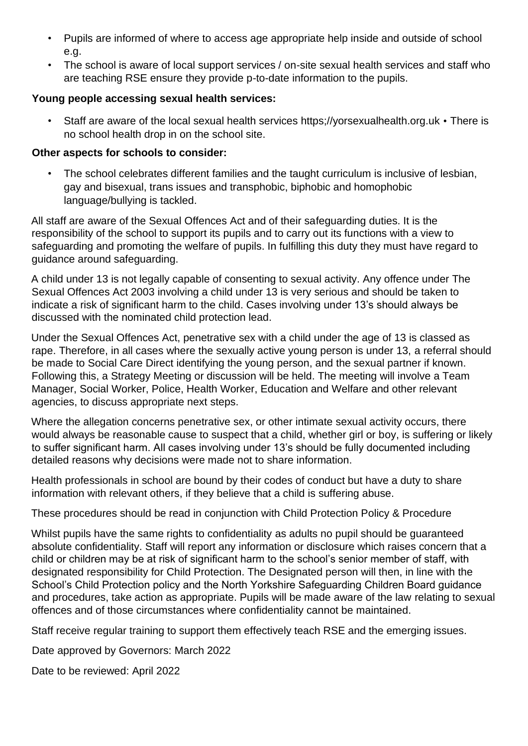- Pupils are informed of where to access age appropriate help inside and outside of school e.g.
- The school is aware of local support services / on-site sexual health services and staff who are teaching RSE ensure they provide p-to-date information to the pupils.

**Young people accessing sexual health services:**

- Staff are aware of the local sexual health services https;//yorsexualhealth.org.uk • There is no school health drop in on the school site.

**Other aspects for schools to consider:**

- The school celebrates different families and the taught curriculum is inclusive of lesbian, gay and bisexual, trans issues and transphobic, biphobic and homophobic language/bullying is tackled.

All staff are aware of the Sexual Offences Act and of their safeguarding duties. It is the responsibility of the school to support its pupils and to carry out its functions with a view to safeguarding and promoting the welfare of pupils. In fulfilling this duty they must have regard to guidance around safeguarding.

A child under 13 is not legally capable of consenting to sexual activity. Any offence under The Sexual Offences Act 2003 involving a child under 13 is very serious and should be taken to indicate a risk of significant harm to the child. Cases involving under 13's should always be discussed with the nominated child protection lead.

Under the Sexual Offences Act, penetrative sex with a child under the age of 13 is classed as rape. Therefore, in all cases where the sexually active young person is under 13, a referral should be made to Social Care Direct identifying the young person, and the sexual partner if known. Following this, a Strategy Meeting or discussion will be held. The meeting will involve a Team Manager, Social Worker, Police, Health Worker, Education and Welfare and other relevant agencies, to discuss appropriate next steps.

Where the allegation concerns penetrative sex, or other intimate sexual activity occurs, there would always be reasonable cause to suspect that a child, whether girl or boy, is suffering or likely to suffer significant harm. All cases involving under 13's should be fully documented including detailed reasons why decisions were made not to share information.

Health professionals in school are bound by their codes of conduct but have a duty to share information with relevant others, if they believe that a child is suffering abuse.

These procedures should be read in conjunction with Child Protection Policy & Procedure

Whilst pupils have the same rights to confidentiality as adults no pupil should be guaranteed absolute confidentiality. Staff will report any information or disclosure which raises concern that a child or children may be at risk of significant harm to the school's senior member of staff, with designated responsibility for Child Protection. The Designated person will then, in line with the School's Child Protection policy and the North Yorkshire Safeguarding Children Board guidance and procedures, take action as appropriate. Pupils will be made aware of the law relating to sexual offences and of those circumstances where confidentiality cannot be maintained.

Staff receive regular training to support them effectively teach RSE and the emerging issues.

Date approved by Governors: March 2022

Date to be reviewed: April 2022